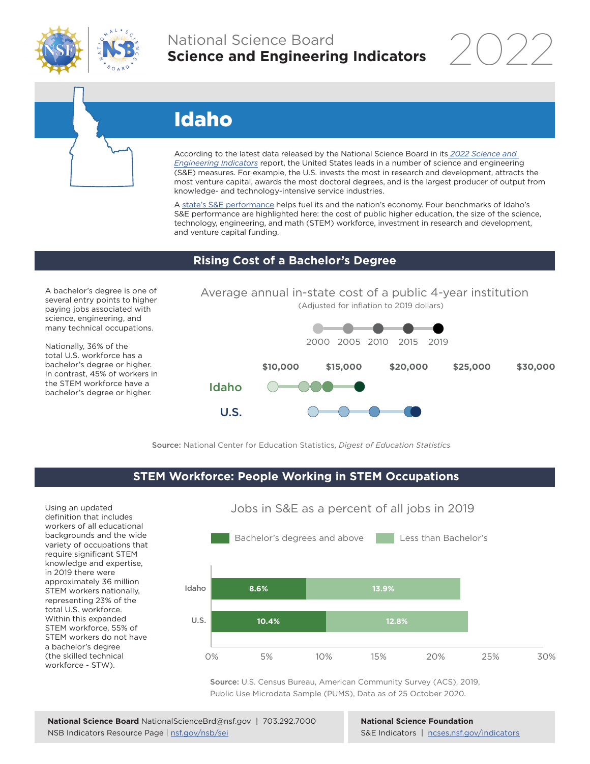National Science Board
**Science and Engineering Indicators** 2022

# Idaho

According to the latest data released by the National Science Board in its *2022 Science and Engineering Indicators* report, the United States leads in a number of science and engineering (S&E) measures. For example, the U.S. invests the most in research and development, attracts the most venture capital, awards the most doctoral degrees, and is the largest producer of output from knowledge- and technology-intensive service industries.

A state's S&E performance helps fuel its and the nation's economy. Four benchmarks of Idaho's S&E performance are highlighted here: the cost of public higher education, the size of the science, technology, engineering, and math (STEM) workforce, investment in research and development, and venture capital funding.

## Rising Cost of a Bachelor's Degree

A bachelor's degree is one of several entry points to higher paying jobs associated with science, engineering, and many technical occupations.

Nationally, 36% of the total U.S. workforce has a bachelor's degree or higher. In contrast, 45% of workers in the STEM workforce have a bachelor's degree or higher.

Average annual in-state cost of a public 4-year institution
(Adjusted for inflation to 2019 dollars)

2000
2005
2010
2015
2019

$10,000
$15,000
$20,000
$25,000
$30,000

Idaho
U.S.

**Source:** National Center for Education Statistics, *Digest of Education Statistics*

## STEM Workforce: People Working in STEM Occupations

Using an updated definition that includes workers of all educational backgrounds and the wide variety of occupations that require significant STEM knowledge and expertise, in 2019 there were approximately 36 million STEM workers nationally, representing 23% of the total U.S. workforce. Within this expanded STEM workforce, 55% of STEM workers do not have a bachelor's degree (the skilled technical workforce - STW).

Jobs in S&E as a percent of all jobs in 2019

Bachelor's degrees and above
Less than Bachelor's

Idaho
8.6%
13.9%

U.S.
10.4%
12.8%

0%
5%
10%
15%
20%
25%
30%

**Source:** U.S. Census Bureau, American Community Survey (ACS), 2019, Public Use Microdata Sample (PUMS), Data as of 25 October 2020.

**National Science Board** NationalScienceBrd@nsf.gov | 703.292.7000
NSB Indicators Resource Page | nsf.gov/nsb/sei

**National Science Foundation**
S&E Indicators | ncses.nsf.gov/indicators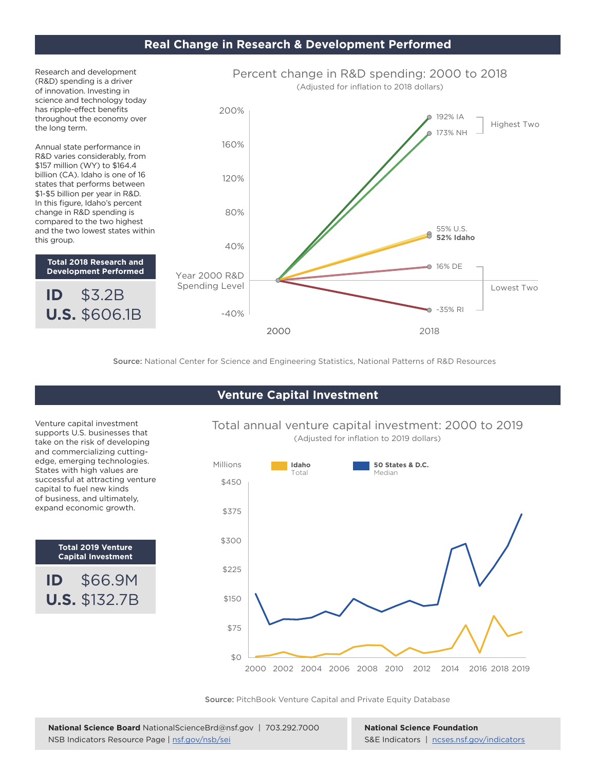## Real Change in Research & Development Performed

Research and development (R&D) spending is a driver of innovation. Investing in science and technology today has ripple-effect benefits throughout the economy over the long term.

Annual state performance in R&D varies considerably, from $157 million (WY) to $164.4 billion (CA). Idaho is one of 16 states that performs between $1-$5 billion per year in R&D. In this figure, Idaho's percent change in R&D spending is compared to the two highest and the two lowest states within this group.

**Total 2018 Research and Development Performed**

**ID** $3.2B
**U.S.** $606.1B

Percent change in R&D spending: 2000 to 2018
(Adjusted for inflation to 2018 dollars)

200%
160%
120%
80%
40%
Year 2000 R&D Spending Level
-40%
2000
2018

192% IA
173% NH
Highest Two

55% U.S.
**52% Idaho**

16% DE
-35% RI
Lowest Two

**Source:** National Center for Science and Engineering Statistics, National Patterns of R&D Resources

## Venture Capital Investment

Venture capital investment supports U.S. businesses that take on the risk of developing and commercializing cutting-edge, emerging technologies. States with high values are successful at attracting venture capital to fuel new kinds of business, and ultimately, expand economic growth.

**Total 2019 Venture Capital Investment**

**ID** $66.9M
**U.S.** $132.7B

Total annual venture capital investment: 2000 to 2019
(Adjusted for inflation to 2019 dollars)

Millions
**Idaho** Total
**50 States & D.C.** Median

$450
$375
$300
$225
$150
$75
$0

2000 2002 2004 2006 2008 2010 2012 2014 2016 2018 2019

**Source:** PitchBook Venture Capital and Private Equity Database

**National Science Board** NationalScienceBrd@nsf.gov | 703.292.7000
NSB Indicators Resource Page | nsf.gov/nsb/sei

**National Science Foundation**
S&E Indicators | ncses.nsf.gov/indicators